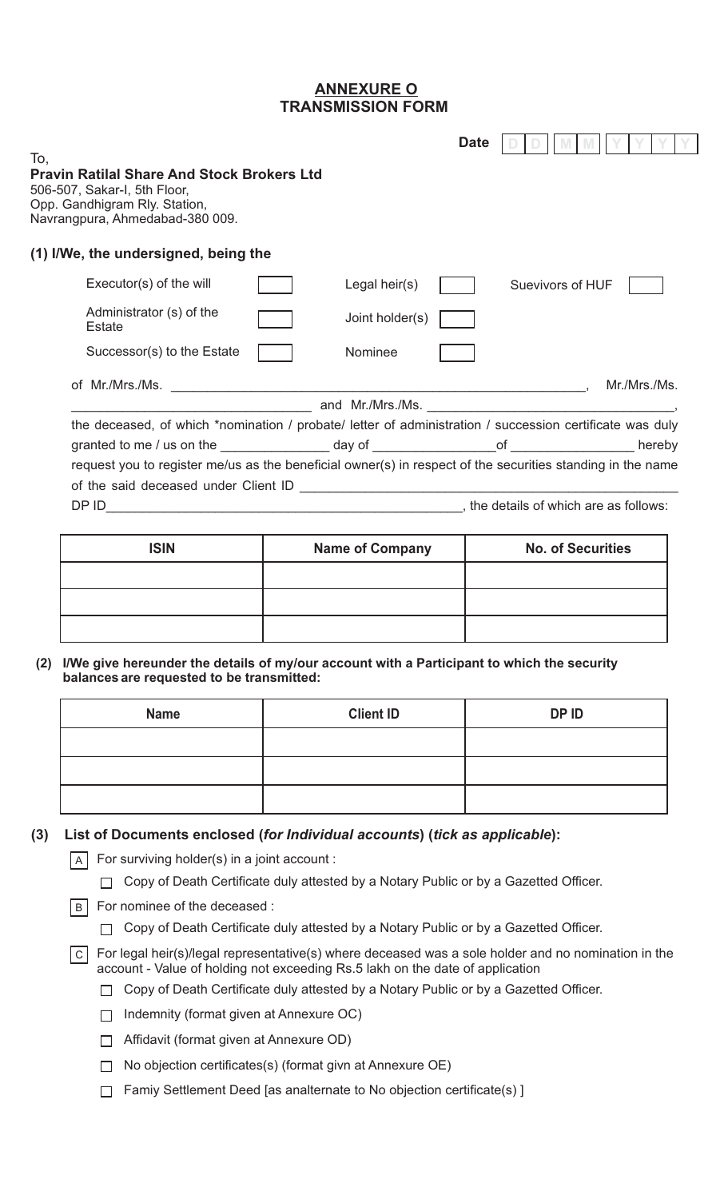## ANNEXURE O
## TRANSMISSION FORM

Date D D M M Y Y Y Y

To,
**Pravin Ratilal Share And Stock Brokers Ltd**
506-507, Sakar-I, 5th Floor,
Opp. Gandhigram Rly. Station,
Navrangpura, Ahmedabad-380 009.

**(1) I/We, the undersigned, being the**

| | | | | | |
|---|---|---|---|---|---|
| Executor(s) of the will | ☐ | Legal heir(s) | ☐ | Suevivors of HUF | ☐ |
| Administrator (s) of the Estate | ☐ | Joint holder(s) | ☐ | | |
| Successor(s) to the Estate | ☐ | Nominee | ☐ | | |

of Mr./Mrs./Ms. ______________________________________________, Mr./Mrs./Ms. ______________________________ and Mr./Mrs./Ms. ______________________________, the deceased, of which *nomination / probate/ letter of administration / succession certificate was duly granted to me / us on the ______________ day of ________________of ________________ hereby request you to register me/us as the beneficial owner(s) in respect of the securities standing in the name of the said deceased under Client ID ______________________________________________ DP ID______________________________________________, the details of which are as follows:

| ISIN | Name of Company | No. of Securities |
|---|---|---|
| | | |
| | | |
| | | |

**(2) I/We give hereunder the details of my/our account with a Participant to which the security balances are requested to be transmitted:**

| Name | Client ID | DP ID |
|---|---|---|
| | | |
| | | |
| | | |

**(3) List of Documents enclosed (*for Individual accounts*) (*tick as applicable*):**

A For surviving holder(s) in a joint account :

- ☐ Copy of Death Certificate duly attested by a Notary Public or by a Gazetted Officer.

B For nominee of the deceased :

- ☐ Copy of Death Certificate duly attested by a Notary Public or by a Gazetted Officer.

C For legal heir(s)/legal representative(s) where deceased was a sole holder and no nomination in the account - Value of holding not exceeding Rs.5 lakh on the date of application

- ☐ Copy of Death Certificate duly attested by a Notary Public or by a Gazetted Officer.
- ☐ Indemnity (format given at Annexure OC)
- ☐ Affidavit (format given at Annexure OD)
- ☐ No objection certificates(s) (format givn at Annexure OE)
- ☐ Famiy Settlement Deed [as analternate to No objection certificate(s) ]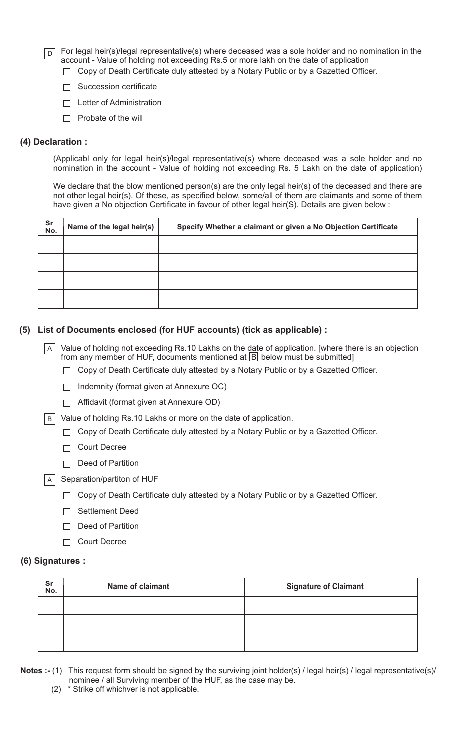D For legal heir(s)/legal representative(s) where deceased was a sole holder and no nomination in the account - Value of holding not exceeding Rs.5 or more lakh on the date of application

- ☐ Copy of Death Certificate duly attested by a Notary Public or by a Gazetted Officer.
- ☐ Succession certificate
- ☐ Letter of Administration
- ☐ Probate of the will

## (4) Declaration :

(Applicabl only for legal heir(s)/legal representative(s) where deceased was a sole holder and no nomination in the account - Value of holding not exceeding Rs. 5 Lakh on the date of application)

We declare that the blow mentioned person(s) are the only legal heir(s) of the deceased and there are not other legal heir(s). Of these, as specified below, some/all of them are claimants and some of them have given a No objection Certificate in favour of other legal heir(S). Details are given below :

| Sr No. | Name of the legal heir(s) | Specify Whether a claimant or given a No Objection Certificate |
|---|---|---|
| | | |
| | | |
| | | |
| | | |

## (5) List of Documents enclosed (for HUF accounts) (tick as applicable) :

A Value of holding not exceeding Rs.10 Lakhs on the date of application. [where there is an objection from any member of HUF, documents mentioned at B below must be submitted]

- ☐ Copy of Death Certificate duly attested by a Notary Public or by a Gazetted Officer.
- ☐ Indemnity (format given at Annexure OC)
- ☐ Affidavit (format given at Annexure OD)

B Value of holding Rs.10 Lakhs or more on the date of application.

- ☐ Copy of Death Certificate duly attested by a Notary Public or by a Gazetted Officer.
- ☐ Court Decree
- ☐ Deed of Partition

A Separation/partiton of HUF

- ☐ Copy of Death Certificate duly attested by a Notary Public or by a Gazetted Officer.
- ☐ Settlement Deed
- ☐ Deed of Partition
- ☐ Court Decree

## (6) Signatures :

| Sr No. | Name of claimant | Signature of Claimant |
|---|---|---|
| | | |
| | | |
| | | |

**Notes :-** (1) This request form should be signed by the surviving joint holder(s) / legal heir(s) / legal representative(s)/ nominee / all Surviving member of the HUF, as the case may be.

(2) * Strike off whichver is not applicable.